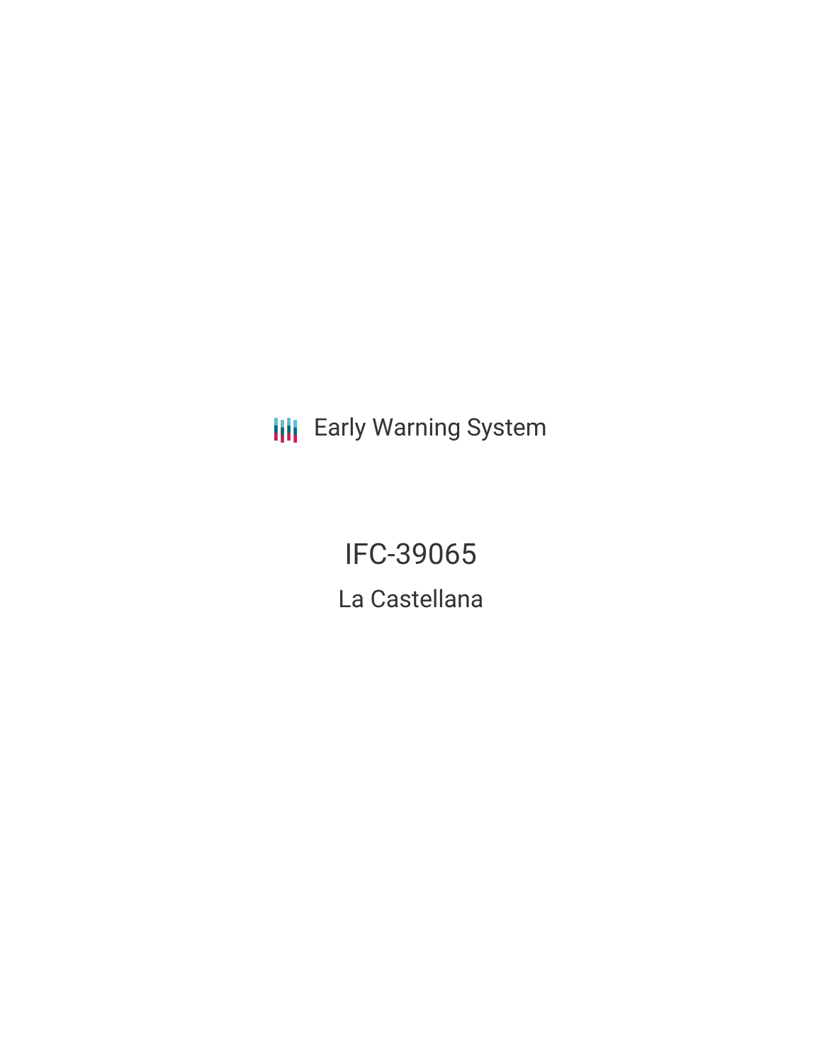Early Warning System

# IFC-39065

## La Castellana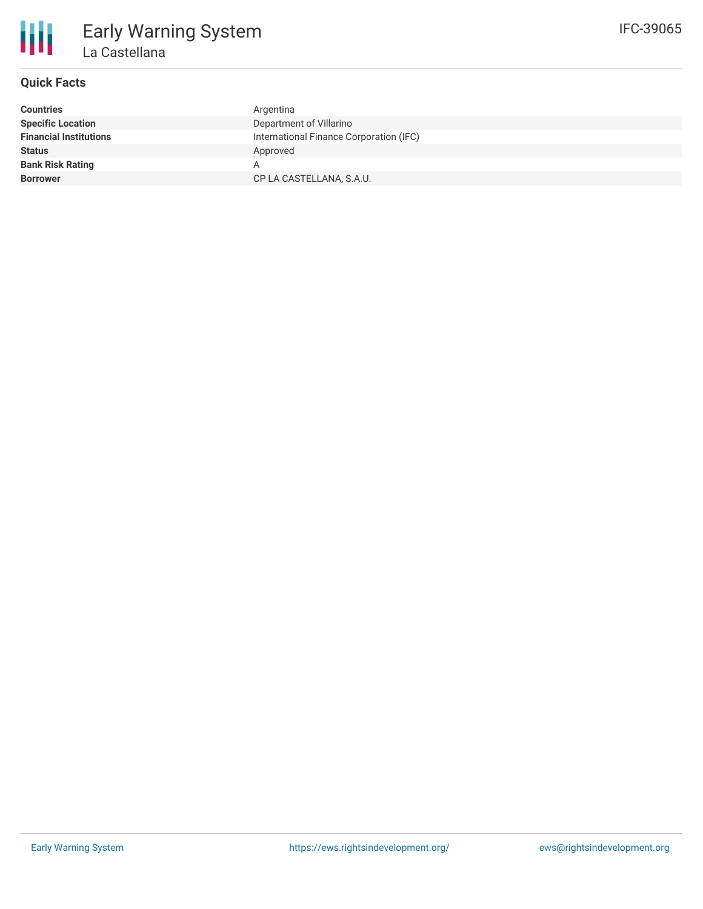# Early Warning System

## La Castellana

IFC-39065

### Quick Facts

| | |
|---|---|
| **Countries** | Argentina |
| **Specific Location** | Department of Villarino |
| **Financial Institutions** | International Finance Corporation (IFC) |
| **Status** | Approved |
| **Bank Risk Rating** | A |
| **Borrower** | CP LA CASTELLANA, S.A.U. |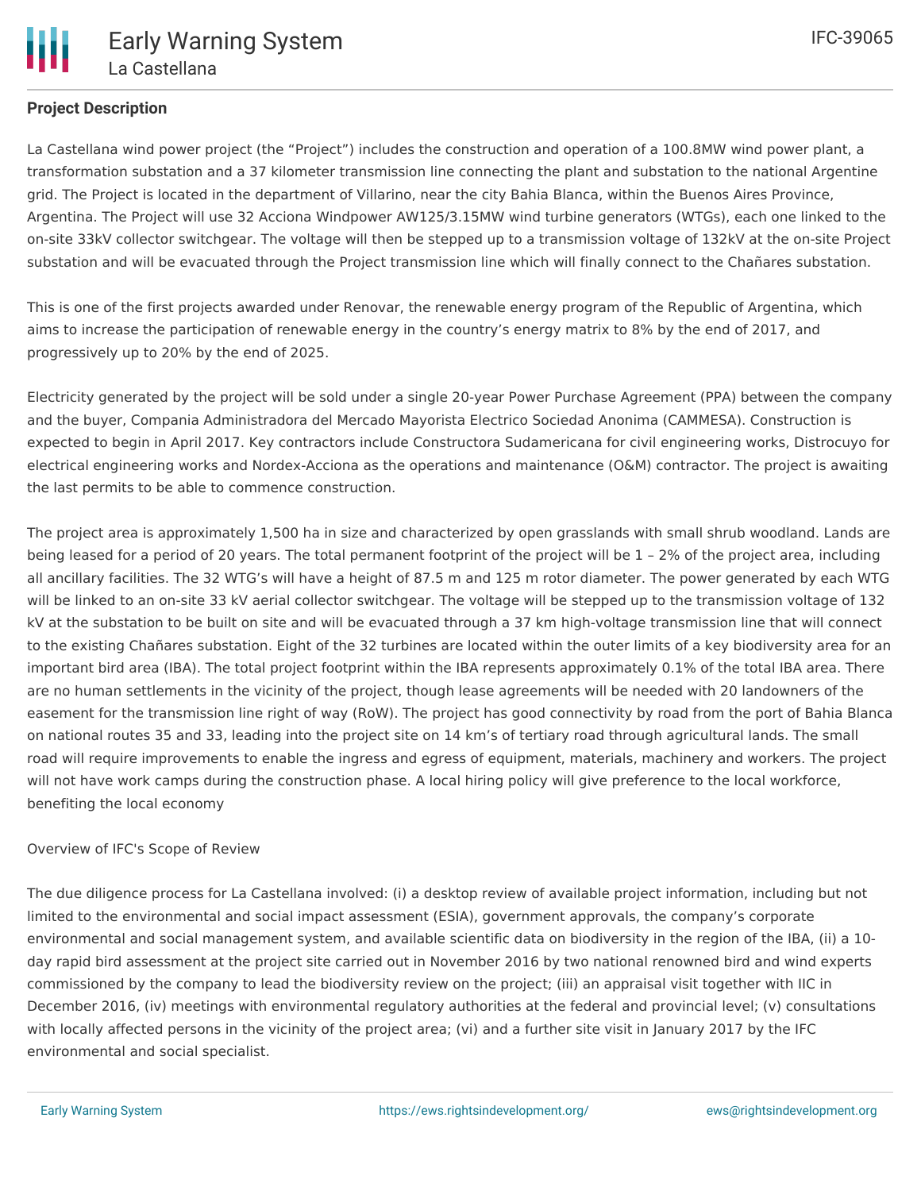**Project Description**

La Castellana wind power project (the "Project") includes the construction and operation of a 100.8MW wind power plant, a transformation substation and a 37 kilometer transmission line connecting the plant and substation to the national Argentine grid. The Project is located in the department of Villarino, near the city Bahia Blanca, within the Buenos Aires Province, Argentina. The Project will use 32 Acciona Windpower AW125/3.15MW wind turbine generators (WTGs), each one linked to the on-site 33kV collector switchgear. The voltage will then be stepped up to a transmission voltage of 132kV at the on-site Project substation and will be evacuated through the Project transmission line which will finally connect to the Chañares substation.

This is one of the first projects awarded under Renovar, the renewable energy program of the Republic of Argentina, which aims to increase the participation of renewable energy in the country's energy matrix to 8% by the end of 2017, and progressively up to 20% by the end of 2025.

Electricity generated by the project will be sold under a single 20-year Power Purchase Agreement (PPA) between the company and the buyer, Compania Administradora del Mercado Mayorista Electrico Sociedad Anonima (CAMMESA). Construction is expected to begin in April 2017. Key contractors include Constructora Sudamericana for civil engineering works, Distrocuyo for electrical engineering works and Nordex-Acciona as the operations and maintenance (O&M) contractor. The project is awaiting the last permits to be able to commence construction.

The project area is approximately 1,500 ha in size and characterized by open grasslands with small shrub woodland. Lands are being leased for a period of 20 years. The total permanent footprint of the project will be 1 – 2% of the project area, including all ancillary facilities. The 32 WTG's will have a height of 87.5 m and 125 m rotor diameter. The power generated by each WTG will be linked to an on-site 33 kV aerial collector switchgear. The voltage will be stepped up to the transmission voltage of 132 kV at the substation to be built on site and will be evacuated through a 37 km high-voltage transmission line that will connect to the existing Chañares substation. Eight of the 32 turbines are located within the outer limits of a key biodiversity area for an important bird area (IBA). The total project footprint within the IBA represents approximately 0.1% of the total IBA area. There are no human settlements in the vicinity of the project, though lease agreements will be needed with 20 landowners of the easement for the transmission line right of way (RoW). The project has good connectivity by road from the port of Bahia Blanca on national routes 35 and 33, leading into the project site on 14 km's of tertiary road through agricultural lands. The small road will require improvements to enable the ingress and egress of equipment, materials, machinery and workers. The project will not have work camps during the construction phase. A local hiring policy will give preference to the local workforce, benefiting the local economy

Overview of IFC's Scope of Review

The due diligence process for La Castellana involved: (i) a desktop review of available project information, including but not limited to the environmental and social impact assessment (ESIA), government approvals, the company's corporate environmental and social management system, and available scientific data on biodiversity in the region of the IBA, (ii) a 10-day rapid bird assessment at the project site carried out in November 2016 by two national renowned bird and wind experts commissioned by the company to lead the biodiversity review on the project; (iii) an appraisal visit together with IIC in December 2016, (iv) meetings with environmental regulatory authorities at the federal and provincial level; (v) consultations with locally affected persons in the vicinity of the project area; (vi) and a further site visit in January 2017 by the IFC environmental and social specialist.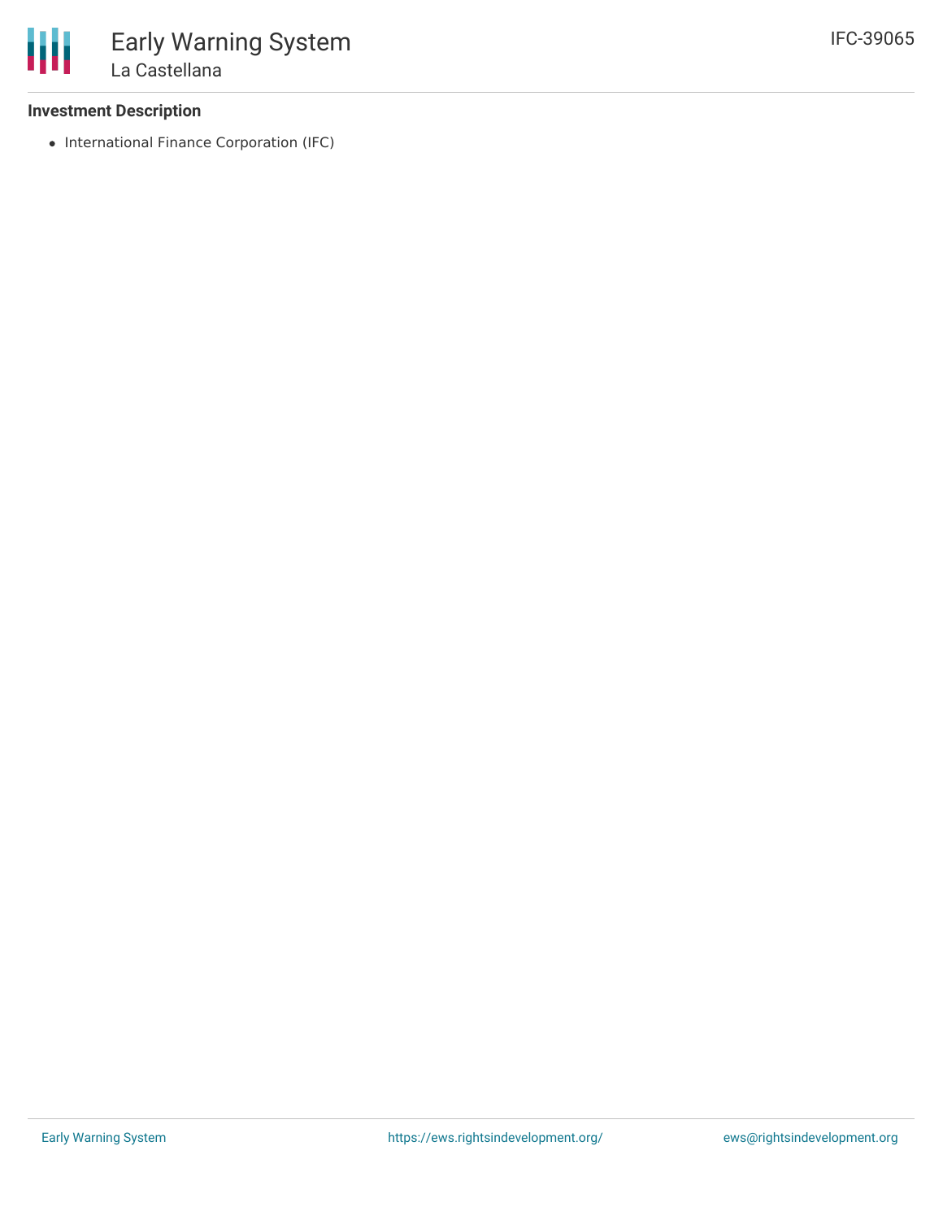### Investment Description

- International Finance Corporation (IFC)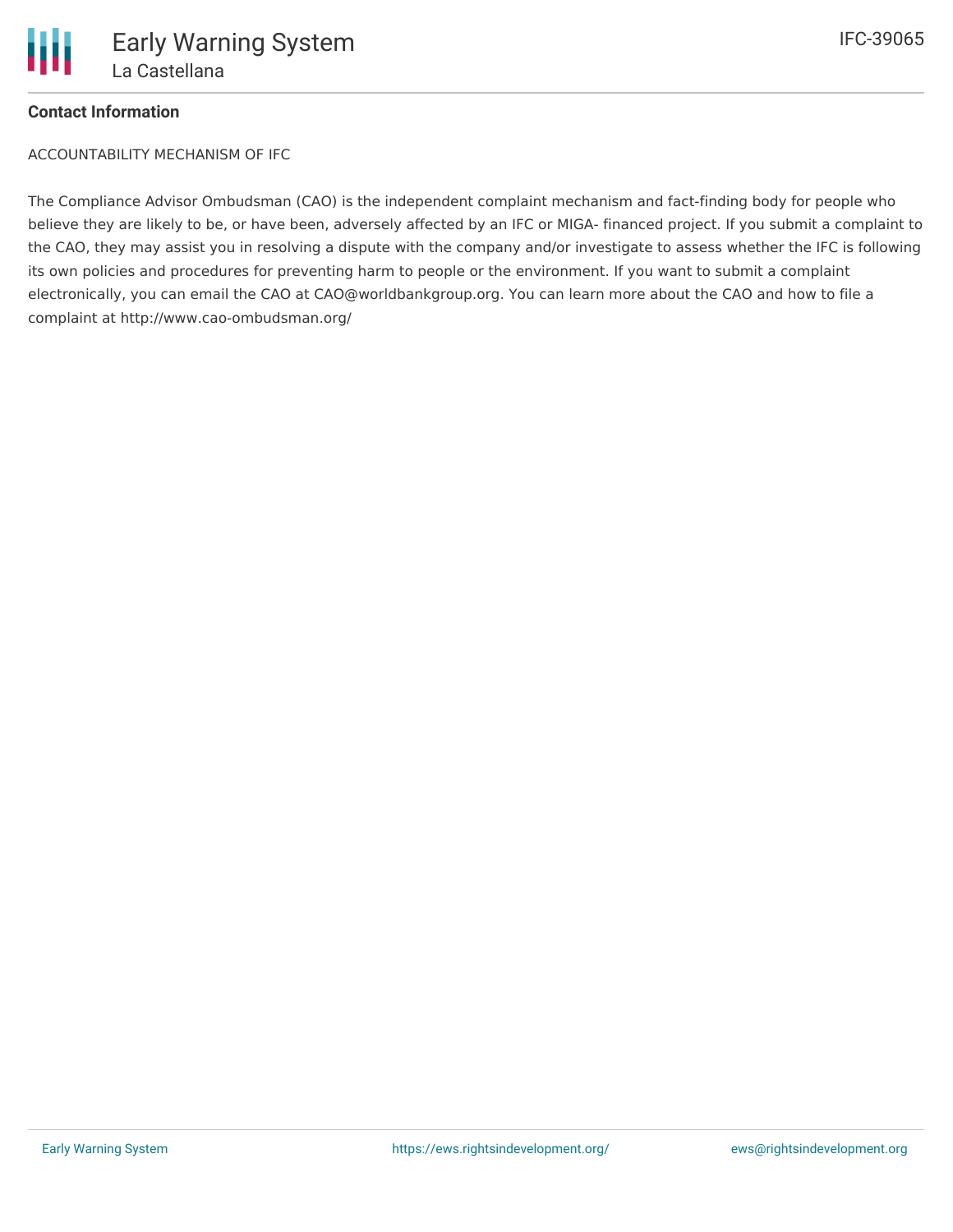## Contact Information

ACCOUNTABILITY MECHANISM OF IFC

The Compliance Advisor Ombudsman (CAO) is the independent complaint mechanism and fact-finding body for people who believe they are likely to be, or have been, adversely affected by an IFC or MIGA- financed project. If you submit a complaint to the CAO, they may assist you in resolving a dispute with the company and/or investigate to assess whether the IFC is following its own policies and procedures for preventing harm to people or the environment. If you want to submit a complaint electronically, you can email the CAO at CAO@worldbankgroup.org. You can learn more about the CAO and how to file a complaint at http://www.cao-ombudsman.org/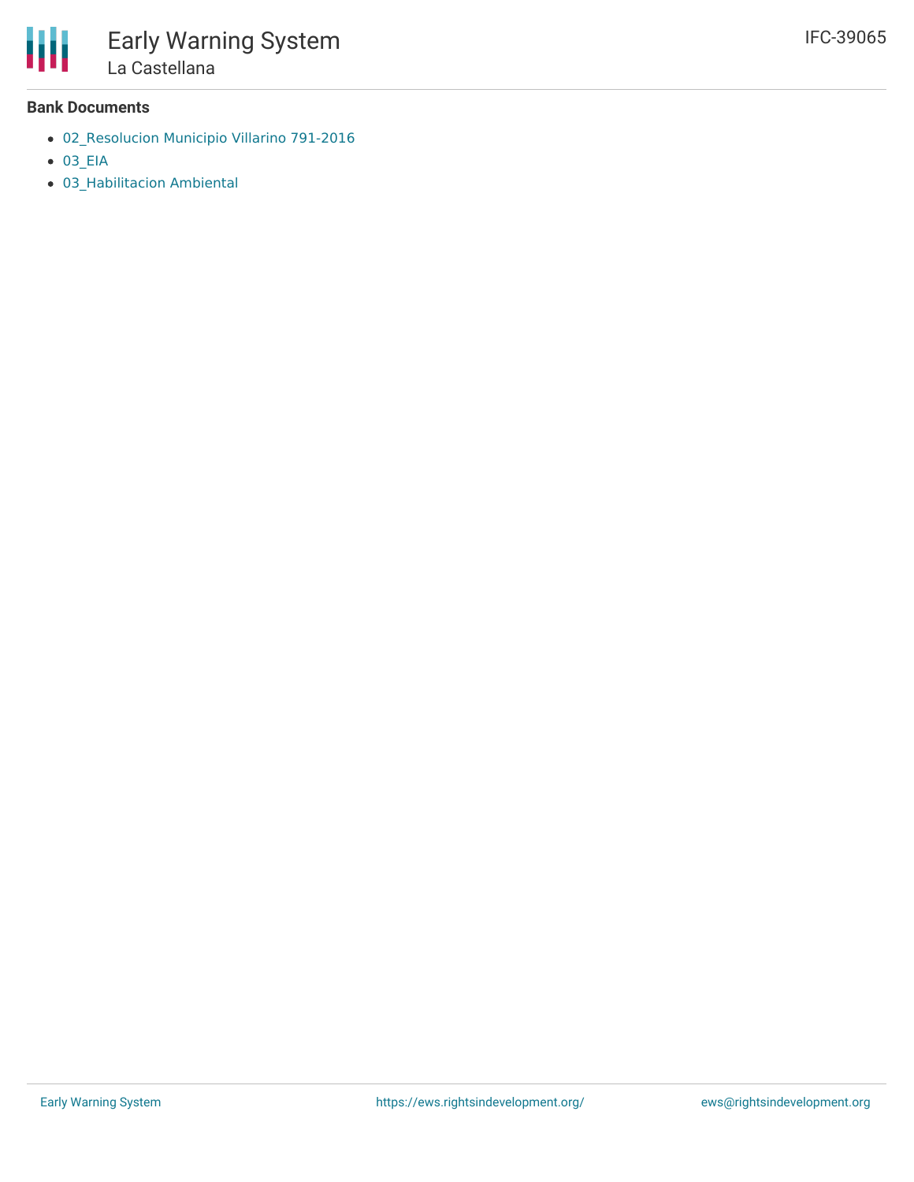**Bank Documents**

- 02_Resolucion Municipio Villarino 791-2016
- 03_EIA
- 03_Habilitacion Ambiental